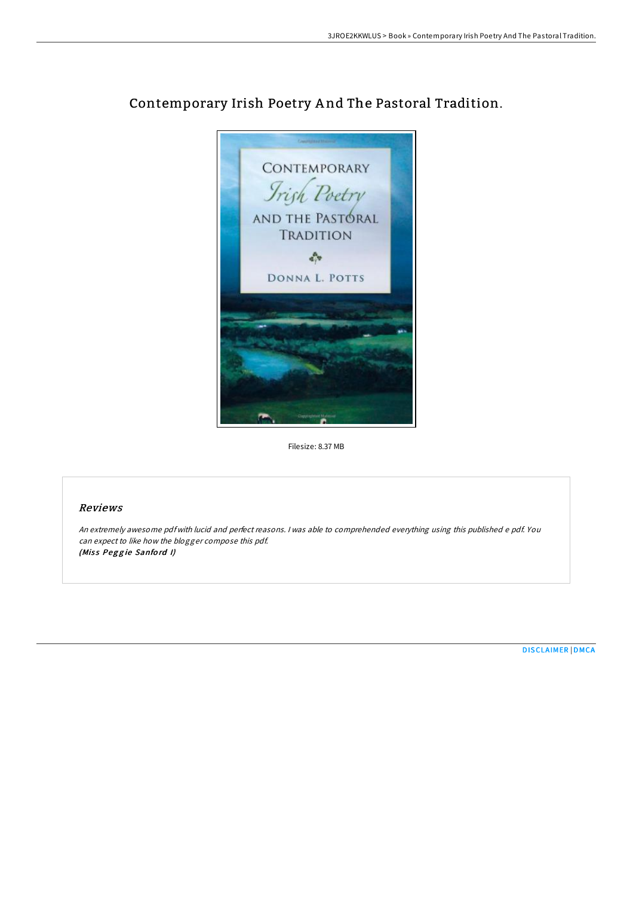# Contemporary Irish Poetry And The Pastoral Tradition.

Filesize: 8.37 MB

## Reviews

*An extremely awesome pdf with lucid and perfect reasons. I was able to comprehended everything using this published e pdf. You can expect to like how the blogger compose this pdf.*
***(Miss Peggie Sanford I)***

DISCLAIMER | DMCA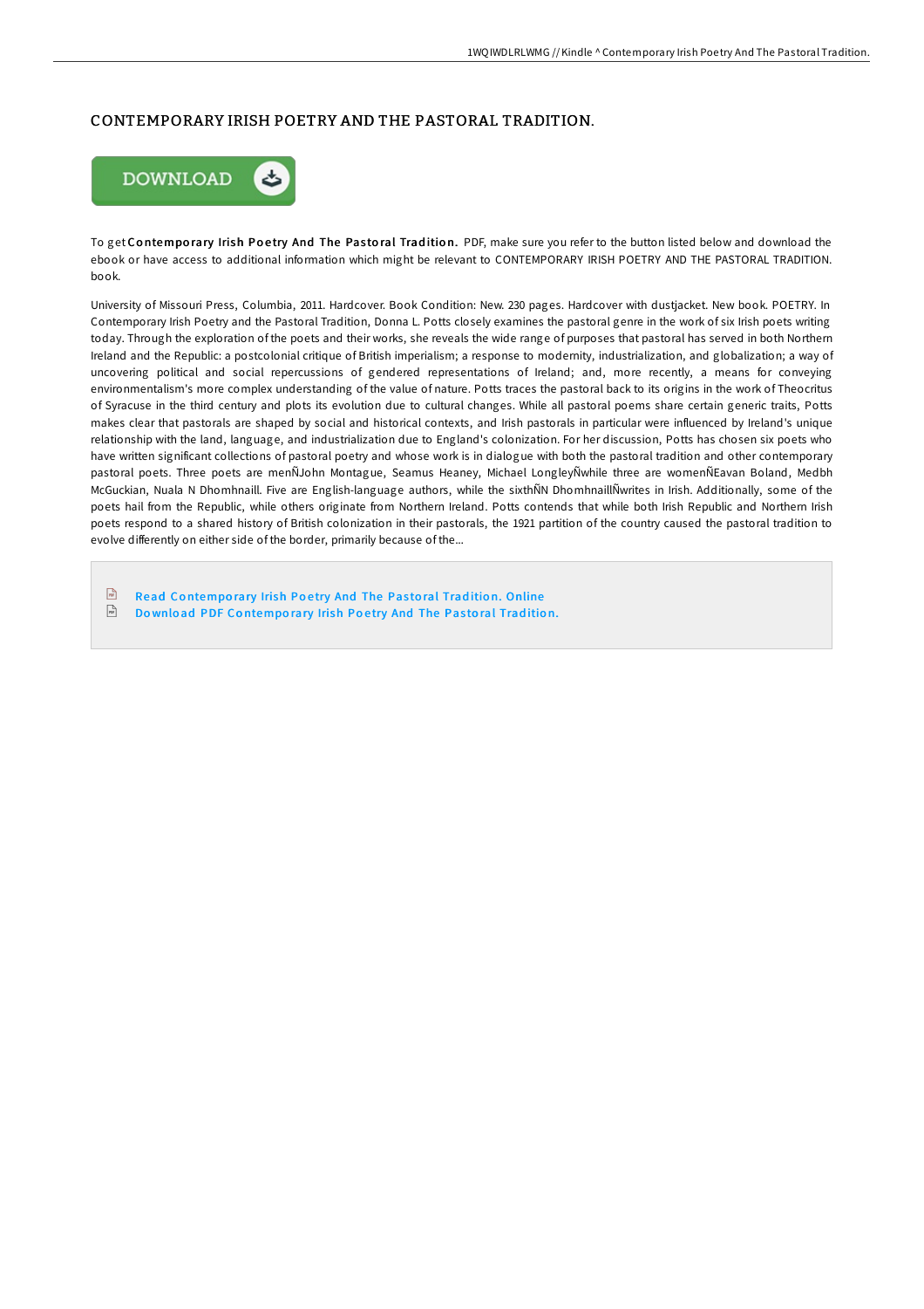# CONTEMPORARY IRISH POETRY AND THE PASTORAL TRADITION.

To get **Contemporary Irish Poetry And The Pastoral Tradition.** PDF, make sure you refer to the button listed below and download the ebook or have access to additional information which might be relevant to CONTEMPORARY IRISH POETRY AND THE PASTORAL TRADITION. book.

University of Missouri Press, Columbia, 2011. Hardcover. Book Condition: New. 230 pages. Hardcover with dustjacket. New book. POETRY. In Contemporary Irish Poetry and the Pastoral Tradition, Donna L. Potts closely examines the pastoral genre in the work of six Irish poets writing today. Through the exploration of the poets and their works, she reveals the wide range of purposes that pastoral has served in both Northern Ireland and the Republic: a postcolonial critique of British imperialism; a response to modernity, industrialization, and globalization; a way of uncovering political and social repercussions of gendered representations of Ireland; and, more recently, a means for conveying environmentalism's more complex understanding of the value of nature. Potts traces the pastoral back to its origins in the work of Theocritus of Syracuse in the third century and plots its evolution due to cultural changes. While all pastoral poems share certain generic traits, Potts makes clear that pastorals are shaped by social and historical contexts, and Irish pastorals in particular were influenced by Ireland's unique relationship with the land, language, and industrialization due to England's colonization. For her discussion, Potts has chosen six poets who have written significant collections of pastoral poetry and whose work is in dialogue with both the pastoral tradition and other contemporary pastoral poets. Three poets are menÑJohn Montague, Seamus Heaney, Michael LongleyÑwhile three are womenÑEavan Boland, Medbh McGuckian, Nuala N Dhomhnaill. Five are English-language authors, while the sixthÑN DhomhnaillÑwrites in Irish. Additionally, some of the poets hail from the Republic, while others originate from Northern Ireland. Potts contends that while both Irish Republic and Northern Irish poets respond to a shared history of British colonization in their pastorals, the 1921 partition of the country caused the pastoral tradition to evolve differently on either side of the border, primarily because of the...

- Read Contemporary Irish Poetry And The Pastoral Tradition. Online
- Download PDF Contemporary Irish Poetry And The Pastoral Tradition.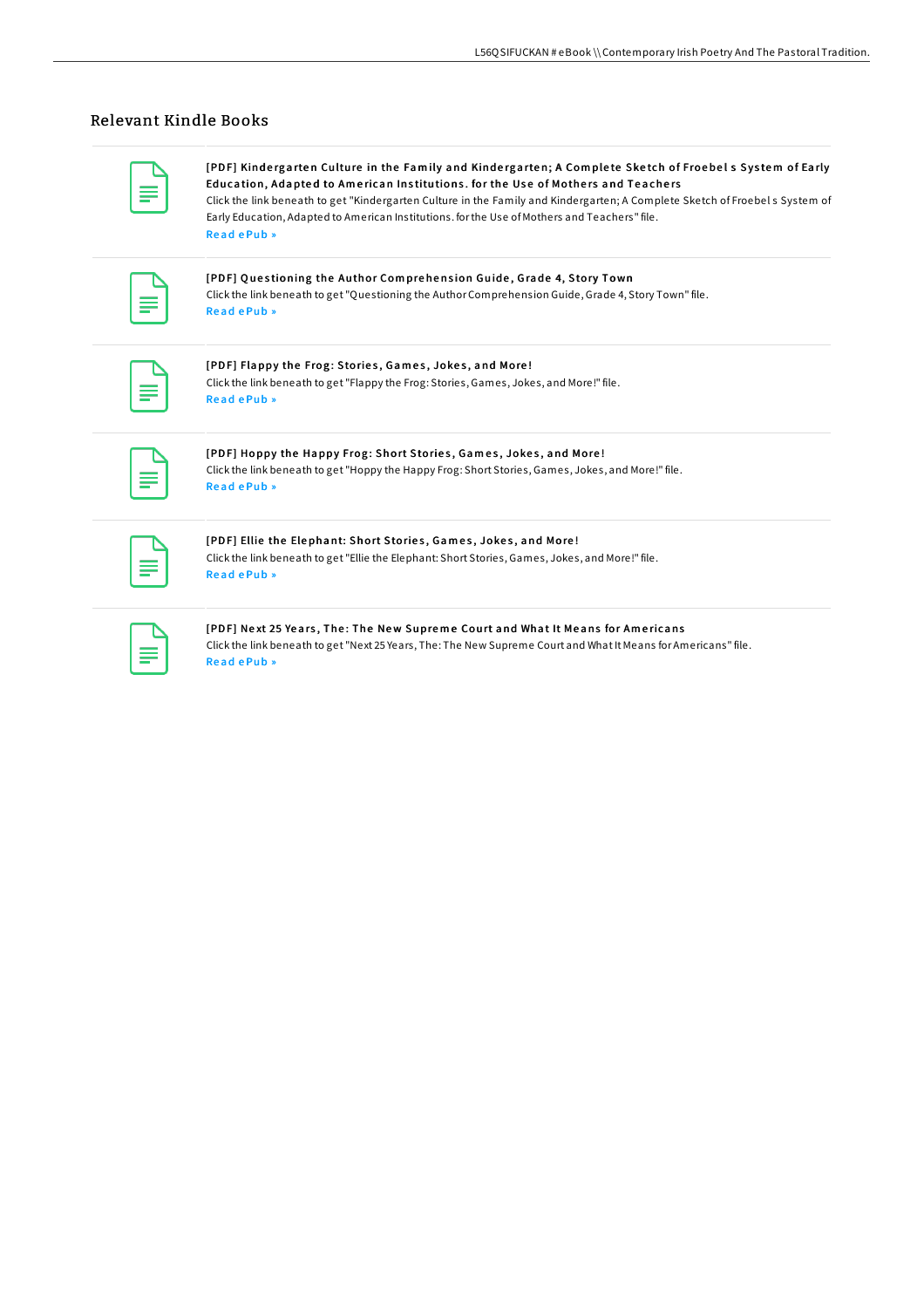## Relevant Kindle Books

**[PDF] Kindergarten Culture in the Family and Kindergarten; A Complete Sketch of Froebel s System of Early Education, Adapted to American Institutions. for the Use of Mothers and Teachers**
Click the link beneath to get "Kindergarten Culture in the Family and Kindergarten; A Complete Sketch of Froebel s System of Early Education, Adapted to American Institutions. for the Use of Mothers and Teachers" file.
Read ePub »

**[PDF] Questioning the Author Comprehension Guide, Grade 4, Story Town**
Click the link beneath to get "Questioning the Author Comprehension Guide, Grade 4, Story Town" file.
Read ePub »

**[PDF] Flappy the Frog: Stories, Games, Jokes, and More!**
Click the link beneath to get "Flappy the Frog: Stories, Games, Jokes, and More!" file.
Read ePub »

**[PDF] Hoppy the Happy Frog: Short Stories, Games, Jokes, and More!**
Click the link beneath to get "Hoppy the Happy Frog: Short Stories, Games, Jokes, and More!" file.
Read ePub »

**[PDF] Ellie the Elephant: Short Stories, Games, Jokes, and More!**
Click the link beneath to get "Ellie the Elephant: Short Stories, Games, Jokes, and More!" file.
Read ePub »

**[PDF] Next 25 Years, The: The New Supreme Court and What It Means for Americans**
Click the link beneath to get "Next 25 Years, The: The New Supreme Court and What It Means for Americans" file.
Read ePub »